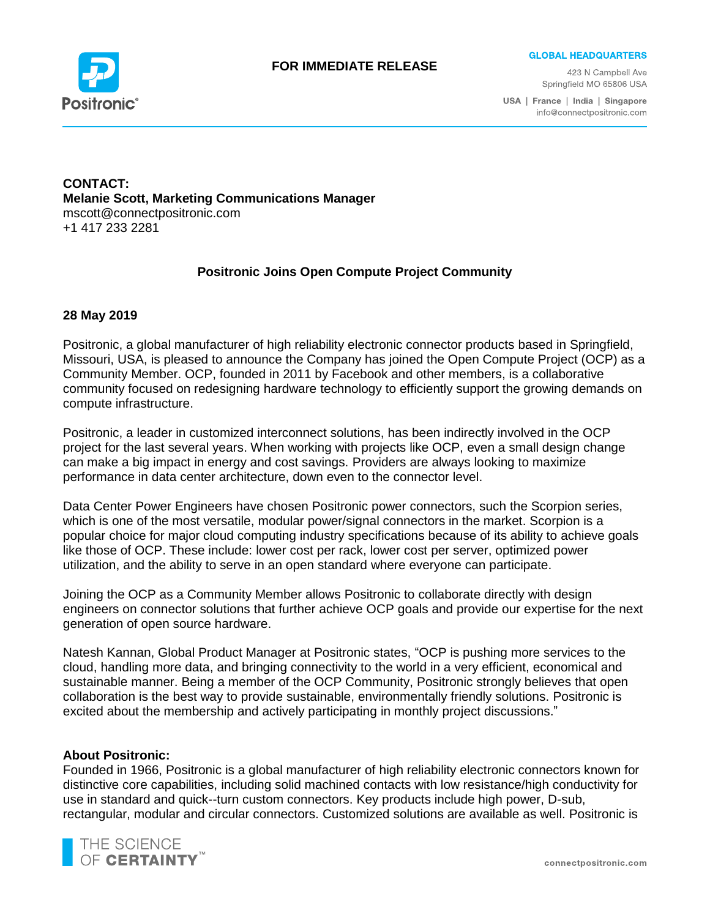**FOR IMMEDIATE RELEASE**

**GLOBAL HEADQUARTERS**

423 N Campbell Ave
Springfield MO 65806 USA

USA | France | India | Singapore
info@connectpositronic.com

**CONTACT:**
**Melanie Scott, Marketing Communications Manager**
mscott@connectpositronic.com
+1 417 233 2281

# Positronic Joins Open Compute Project Community

**28 May 2019**

Positronic, a global manufacturer of high reliability electronic connector products based in Springfield, Missouri, USA, is pleased to announce the Company has joined the Open Compute Project (OCP) as a Community Member. OCP, founded in 2011 by Facebook and other members, is a collaborative community focused on redesigning hardware technology to efficiently support the growing demands on compute infrastructure.

Positronic, a leader in customized interconnect solutions, has been indirectly involved in the OCP project for the last several years. When working with projects like OCP, even a small design change can make a big impact in energy and cost savings. Providers are always looking to maximize performance in data center architecture, down even to the connector level.

Data Center Power Engineers have chosen Positronic power connectors, such the Scorpion series, which is one of the most versatile, modular power/signal connectors in the market. Scorpion is a popular choice for major cloud computing industry specifications because of its ability to achieve goals like those of OCP. These include: lower cost per rack, lower cost per server, optimized power utilization, and the ability to serve in an open standard where everyone can participate.

Joining the OCP as a Community Member allows Positronic to collaborate directly with design engineers on connector solutions that further achieve OCP goals and provide our expertise for the next generation of open source hardware.

Natesh Kannan, Global Product Manager at Positronic states, "OCP is pushing more services to the cloud, handling more data, and bringing connectivity to the world in a very efficient, economical and sustainable manner. Being a member of the OCP Community, Positronic strongly believes that open collaboration is the best way to provide sustainable, environmentally friendly solutions. Positronic is excited about the membership and actively participating in monthly project discussions."

**About Positronic:**
Founded in 1966, Positronic is a global manufacturer of high reliability electronic connectors known for distinctive core capabilities, including solid machined contacts with low resistance/high conductivity for use in standard and quick--turn custom connectors. Key products include high power, D-sub, rectangular, modular and circular connectors. Customized solutions are available as well. Positronic is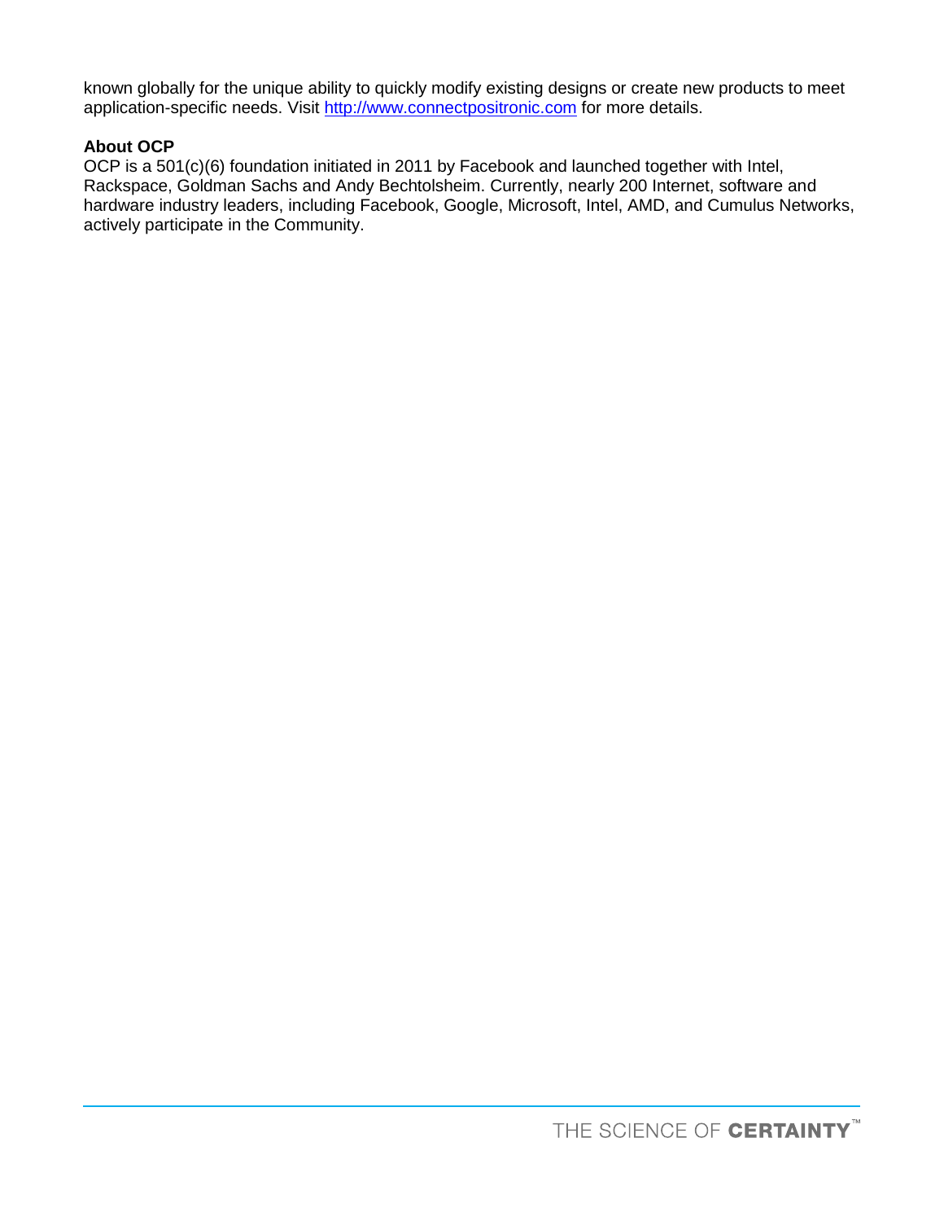known globally for the unique ability to quickly modify existing designs or create new products to meet application-specific needs. Visit [http://www.connectpositronic.com](http://www.connectpositronic.com) for more details.

**About OCP**

OCP is a 501(c)(6) foundation initiated in 2011 by Facebook and launched together with Intel, Rackspace, Goldman Sachs and Andy Bechtolsheim. Currently, nearly 200 Internet, software and hardware industry leaders, including Facebook, Google, Microsoft, Intel, AMD, and Cumulus Networks, actively participate in the Community.